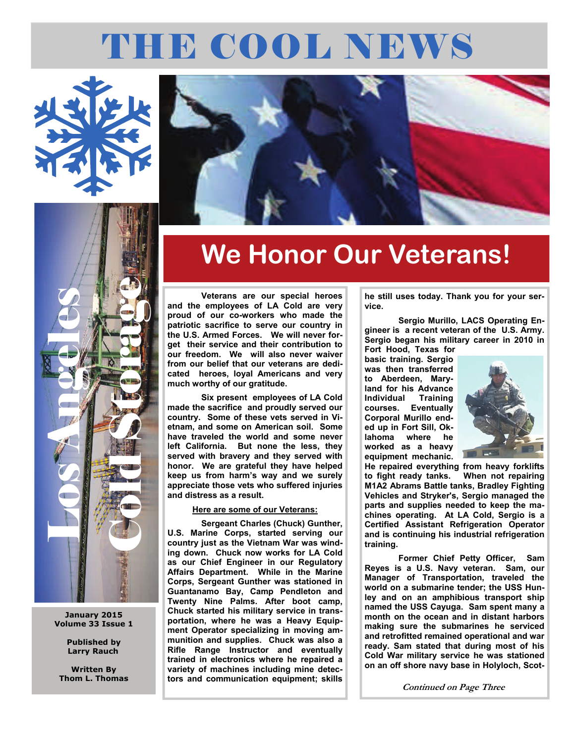# THE COOL NEWS

Los Angeles Cold Storage

January 2015
Volume 33 Issue 1

Published by
Larry Rauch

Written By
Thom L. Thomas

## We Honor Our Veterans!

**Veterans are our special heroes and the employees of LA Cold are very proud of our co-workers who made the patriotic sacrifice to serve our country in the U.S. Armed Forces. We will never forget their service and their contribution to our freedom. We will also never waiver from our belief that our veterans are dedicated heroes, loyal Americans and very much worthy of our gratitude.**

**Six present employees of LA Cold made the sacrifice and proudly served our country. Some of these vets served in Vietnam, and some on American soil. Some have traveled the world and some never left California. But none the less, they served with bravery and they served with honor. We are grateful they have helped keep us from harm's way and we surely appreciate those vets who suffered injuries and distress as a result.**

**Here are some of our Veterans:**

**Sergeant Charles (Chuck) Gunther, U.S. Marine Corps, started serving our country just as the Vietnam War was winding down. Chuck now works for LA Cold as our Chief Engineer in our Regulatory Affairs Department. While in the Marine Corps, Sergeant Gunther was stationed in Guantanamo Bay, Camp Pendleton and Twenty Nine Palms. After boot camp, Chuck started his military service in transportation, where he was a Heavy Equipment Operator specializing in moving ammunition and supplies. Chuck was also a Rifle Range Instructor and eventually trained in electronics where he repaired a variety of machines including mine detectors and communication equipment; skills he still uses today. Thank you for your service.**

**Sergio Murillo, LACS Operating Engineer is a recent veteran of the U.S. Army. Sergio began his military career in 2010 in Fort Hood, Texas for basic training. Sergio was then transferred to Aberdeen, Maryland for his Advance Individual Training courses. Eventually Corporal Murillo ended up in Fort Sill, Oklahoma where he worked as a heavy equipment mechanic. He repaired everything from heavy forklifts to fight ready tanks. When not repairing M1A2 Abrams Battle tanks, Bradley Fighting Vehicles and Stryker's, Sergio managed the parts and supplies needed to keep the machines operating. At LA Cold, Sergio is a Certified Assistant Refrigeration Operator and is continuing his industrial refrigeration training.**

**Former Chief Petty Officer, Sam Reyes is a U.S. Navy veteran. Sam, our Manager of Transportation, traveled the world on a submarine tender; the USS Hunley and on an amphibious transport ship named the USS Cayuga. Sam spent many a month on the ocean and in distant harbors making sure the submarines he serviced and retrofitted remained operational and war ready. Sam stated that during most of his Cold War military service he was stationed on an off shore navy base in Holyloch, Scot-**

*Continued on Page Three*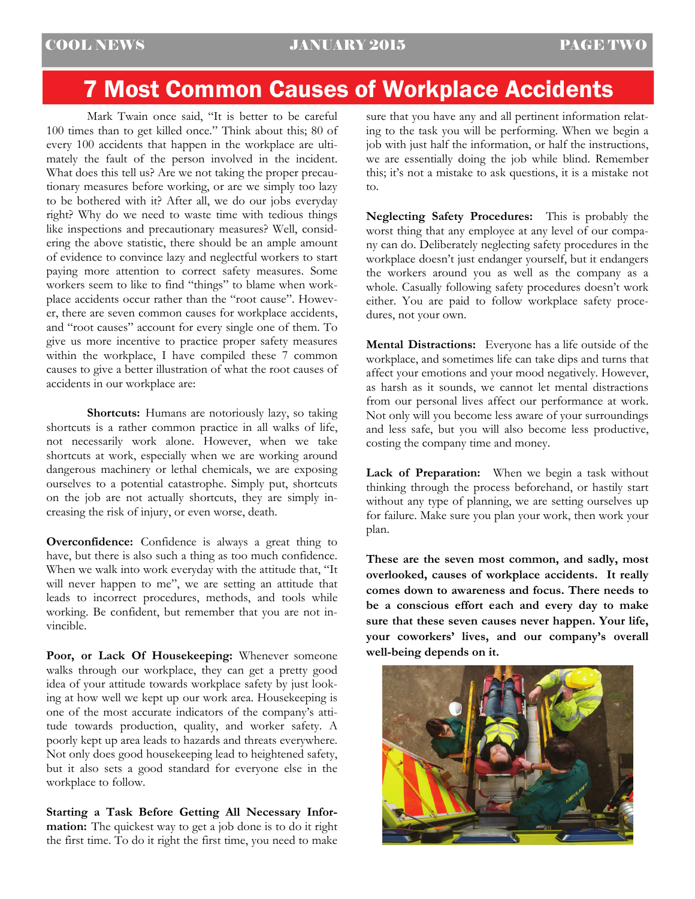# 7 Most Common Causes of Workplace Accidents

Mark Twain once said, "It is better to be careful 100 times than to get killed once." Think about this; 80 of every 100 accidents that happen in the workplace are ultimately the fault of the person involved in the incident. What does this tell us? Are we not taking the proper precautionary measures before working, or are we simply too lazy to be bothered with it? After all, we do our jobs everyday right? Why do we need to waste time with tedious things like inspections and precautionary measures? Well, considering the above statistic, there should be an ample amount of evidence to convince lazy and neglectful workers to start paying more attention to correct safety measures. Some workers seem to like to find "things" to blame when workplace accidents occur rather than the "root cause". However, there are seven common causes for workplace accidents, and "root causes" account for every single one of them. To give us more incentive to practice proper safety measures within the workplace, I have compiled these 7 common causes to give a better illustration of what the root causes of accidents in our workplace are:

**Shortcuts:** Humans are notoriously lazy, so taking shortcuts is a rather common practice in all walks of life, not necessarily work alone. However, when we take shortcuts at work, especially when we are working around dangerous machinery or lethal chemicals, we are exposing ourselves to a potential catastrophe. Simply put, shortcuts on the job are not actually shortcuts, they are simply increasing the risk of injury, or even worse, death.

**Overconfidence:** Confidence is always a great thing to have, but there is also such a thing as too much confidence. When we walk into work everyday with the attitude that, "It will never happen to me", we are setting an attitude that leads to incorrect procedures, methods, and tools while working. Be confident, but remember that you are not invincible.

**Poor, or Lack Of Housekeeping:** Whenever someone walks through our workplace, they can get a pretty good idea of your attitude towards workplace safety by just looking at how well we kept up our work area. Housekeeping is one of the most accurate indicators of the company's attitude towards production, quality, and worker safety. A poorly kept up area leads to hazards and threats everywhere. Not only does good housekeeping lead to heightened safety, but it also sets a good standard for everyone else in the workplace to follow.

**Starting a Task Before Getting All Necessary Information:** The quickest way to get a job done is to do it right the first time. To do it right the first time, you need to make sure that you have any and all pertinent information relating to the task you will be performing. When we begin a job with just half the information, or half the instructions, we are essentially doing the job while blind. Remember this; it's not a mistake to ask questions, it is a mistake not to.

**Neglecting Safety Procedures:** This is probably the worst thing that any employee at any level of our company can do. Deliberately neglecting safety procedures in the workplace doesn't just endanger yourself, but it endangers the workers around you as well as the company as a whole. Casually following safety procedures doesn't work either. You are paid to follow workplace safety procedures, not your own.

**Mental Distractions:** Everyone has a life outside of the workplace, and sometimes life can take dips and turns that affect your emotions and your mood negatively. However, as harsh as it sounds, we cannot let mental distractions from our personal lives affect our performance at work. Not only will you become less aware of your surroundings and less safe, but you will also become less productive, costing the company time and money.

**Lack of Preparation:** When we begin a task without thinking through the process beforehand, or hastily start without any type of planning, we are setting ourselves up for failure. Make sure you plan your work, then work your plan.

**These are the seven most common, and sadly, most overlooked, causes of workplace accidents. It really comes down to awareness and focus. There needs to be a conscious effort each and every day to make sure that these seven causes never happen. Your life, your coworkers' lives, and our company's overall well-being depends on it.**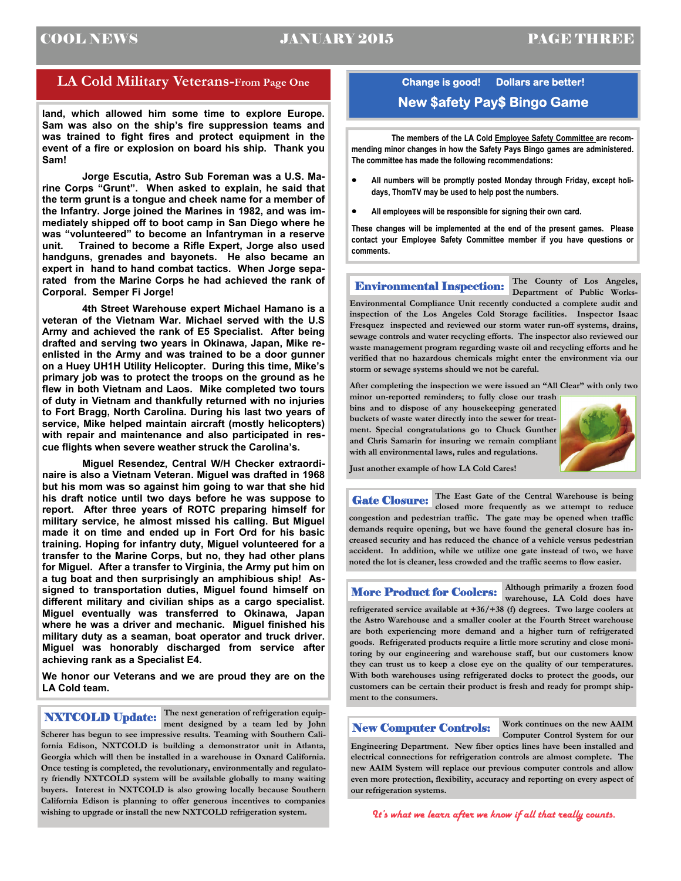## LA Cold Military Veterans-From Page One

land, which allowed him some time to explore Europe. Sam was also on the ship's fire suppression teams and was trained to fight fires and protect equipment in the event of a fire or explosion on board his ship. Thank you Sam!

Jorge Escutia, Astro Sub Foreman was a U.S. Marine Corps "Grunt". When asked to explain, he said that the term grunt is a tongue and cheek name for a member of the Infantry. Jorge joined the Marines in 1982, and was immediately shipped off to boot camp in San Diego where he was "volunteered" to become an Infantryman in a reserve unit. Trained to become a Rifle Expert, Jorge also used handguns, grenades and bayonets. He also became an expert in hand to hand combat tactics. When Jorge separated from the Marine Corps he had achieved the rank of Corporal. Semper Fi Jorge!

4th Street Warehouse expert Michael Hamano is a veteran of the Vietnam War. Michael served with the U.S Army and achieved the rank of E5 Specialist. After being drafted and serving two years in Okinawa, Japan, Mike re-enlisted in the Army and was trained to be a door gunner on a Huey UH1H Utility Helicopter. During this time, Mike's primary job was to protect the troops on the ground as he flew in both Vietnam and Laos. Mike completed two tours of duty in Vietnam and thankfully returned with no injuries to Fort Bragg, North Carolina. During his last two years of service, Mike helped maintain aircraft (mostly helicopters) with repair and maintenance and also participated in rescue flights when severe weather struck the Carolina's.

Miguel Resendez, Central W/H Checker extraordinaire is also a Vietnam Veteran. Miguel was drafted in 1968 but his mom was so against him going to war that she hid his draft notice until two days before he was suppose to report. After three years of ROTC preparing himself for military service, he almost missed his calling. But Miguel made it on time and ended up in Fort Ord for his basic training. Hoping for infantry duty, Miguel volunteered for a transfer to the Marine Corps, but no, they had other plans for Miguel. After a transfer to Virginia, the Army put him on a tug boat and then surprisingly an amphibious ship! Assigned to transportation duties, Miguel found himself on different military and civilian ships as a cargo specialist. Miguel eventually was transferred to Okinawa, Japan where he was a driver and mechanic. Miguel finished his military duty as a seaman, boat operator and truck driver. Miguel was honorably discharged from service after achieving rank as a Specialist E4.

We honor our Veterans and we are proud they are on the LA Cold team.

**NXTCOLD Update:** The next generation of refrigeration equipment designed by a team led by John Scherer has begun to see impressive results. Teaming with Southern California Edison, NXTCOLD is building a demonstrator unit in Atlanta, Georgia which will then be installed in a warehouse in Oxnard California. Once testing is completed, the revolutionary, environmentally and regulatory friendly NXTCOLD system will be available globally to many waiting buyers. Interest in NXTCOLD is also growing locally because Southern California Edison is planning to offer generous incentives to companies wishing to upgrade or install the new NXTCOLD refrigeration system.

## Change is good! Dollars are better!
## New $afety Pay$ Bingo Game

The members of the LA Cold Employee Safety Committee are recommending minor changes in how the Safety Pays Bingo games are administered. The committee has made the following recommendations:

- All numbers will be promptly posted Monday through Friday, except holidays, ThomTV may be used to help post the numbers.
- All employees will be responsible for signing their own card.

These changes will be implemented at the end of the present games. Please contact your Employee Safety Committee member if you have questions or comments.

**Environmental Inspection:** The County of Los Angeles, Department of Public Works-Environmental Compliance Unit recently conducted a complete audit and inspection of the Los Angeles Cold Storage facilities. Inspector Isaac Fresquez inspected and reviewed our storm water run-off systems, drains, sewage controls and water recycling efforts. The inspector also reviewed our waste management program regarding waste oil and recycling efforts and he verified that no hazardous chemicals might enter the environment via our storm or sewage systems should we not be careful.

After completing the inspection we were issued an "All Clear" with only two minor un-reported reminders; to fully close our trash bins and to dispose of any housekeeping generated buckets of waste water directly into the sewer for treatment. Special congratulations go to Chuck Gunther and Chris Samarin for insuring we remain compliant with all environmental laws, rules and regulations.

Just another example of how LA Cold Cares!

**Gate Closure:** The East Gate of the Central Warehouse is being closed more frequently as we attempt to reduce congestion and pedestrian traffic. The gate may be opened when traffic demands require opening, but we have found the general closure has increased security and has reduced the chance of a vehicle versus pedestrian accident. In addition, while we utilize one gate instead of two, we have noted the lot is cleaner, less crowded and the traffic seems to flow easier.

**More Product for Coolers:** Although primarily a frozen food warehouse, LA Cold does have refrigerated service available at +36/+38 (f) degrees. Two large coolers at the Astro Warehouse and a smaller cooler at the Fourth Street warehouse are both experiencing more demand and a higher turn of refrigerated goods. Refrigerated products require a little more scrutiny and close monitoring by our engineering and warehouse staff, but our customers know they can trust us to keep a close eye on the quality of our temperatures. With both warehouses using refrigerated docks to protect the goods, our customers can be certain their product is fresh and ready for prompt shipment to the consumers.

**New Computer Controls:** Work continues on the new AAIM Computer Control System for our Engineering Department. New fiber optics lines have been installed and electrical connections for refrigeration controls are almost complete. The new AAIM System will replace our previous computer controls and allow even more protection, flexibility, accuracy and reporting on every aspect of our refrigeration systems.

*It's what we learn after we know it all that really counts.*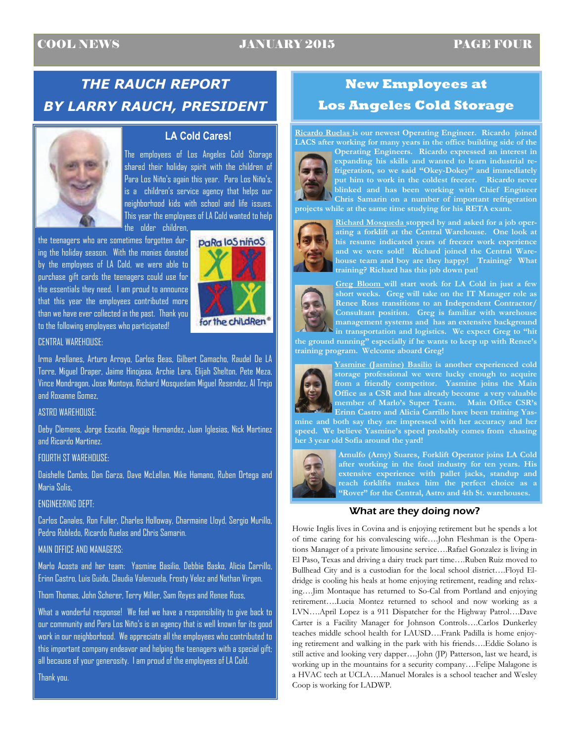# THE RAUCH REPORT
# BY LARRY RAUCH, PRESIDENT

## LA Cold Cares!

The employees of Los Angeles Cold Storage shared their holiday spirit with the children of Para Los Niño's again this year. Para Los Niño's, is a children's service agency that helps our neighborhood kids with school and life issues. This year the employees of LA Cold wanted to help the older children, the teenagers who are sometimes forgotten during the holiday season. With the monies donated by the employees of LA Cold, we were able to purchase gift cards the teenagers could use for the essentials they need. I am proud to announce that this year the employees contributed more than we have ever collected in the past. Thank you to the following employees who participated!

CENTRAL WAREHOUSE:

Irma Arellanes, Arturo Arroyo, Carlos Beas, Gilbert Camacho, Raudel De LA Torre, Miguel Draper, Jaime Hinojosa, Archie Lara, Elijah Shelton, Pete Meza, Vince Mondragon, Jose Montoya, Richard Mosquedam Miguel Resendez, Al Trejo and Roxanne Gomez,

ASTRO WAREHOUSE:

Deby Clemens, Jorge Escutia, Reggie Hernandez, Juan Iglesias, Nick Martinez and Ricardo Martinez.

FOURTH ST WAREHOUSE:

Daishelle Combs, Dan Garza, Dave McLellan, Mike Hamano, Ruben Ortega and Maria Solis,

ENGINEERING DEPT:

Carlos Canales, Ron Fuller, Charles Holloway, Charmaine Lloyd, Sergio Murillo, Pedro Robledo, Ricardo Ruelas and Chris Samarin.

MAIN OFFICE AND MANAGERS:

Marlo Acosta and her team: Yasmine Basilio, Debbie Basko, Alicia Carrillo, Erinn Castro, Luis Guido, Claudia Valenzuela, Frosty Velez and Nathan Virgen.

Thom Thomas, John Scherer, Terry Miller, Sam Reyes and Renee Ross,

What a wonderful response! We feel we have a responsibility to give back to our community and Para Los Niño's is an agency that is well known for its good work in our neighborhood. We appreciate all the employees who contributed to this important company endeavor and helping the teenagers with a special gift; all because of your generosity. I am proud of the employees of LA Cold.

Thank you.

# New Employees at Los Angeles Cold Storage

**Ricardo Ruelas is our newest Operating Engineer. Ricardo joined LACS after working for many years in the office building side of the Operating Engineers. Ricardo expressed an interest in expanding his skills and wanted to learn industrial refrigeration, so we said "Okey-Dokey" and immediately put him to work in the coldest freezer. Ricardo never blinked and has been working with Chief Engineer Chris Samarin on a number of important refrigeration projects while at the same time studying for his RETA exam.**

**Richard Mosqueda stopped by and asked for a job operating a forklift at the Central Warehouse. One look at his resume indicated years of freezer work experience and we were sold! Richard joined the Central Warehouse team and boy are they happy! Training? What training? Richard has this job down pat!**

**Greg Bloom will start work for LA Cold in just a few short weeks. Greg will take on the IT Manager role as Renee Ross transitions to an Independent Contractor/Consultant position. Greg is familiar with warehouse management systems and has an extensive background in transportation and logistics. We expect Greg to "hit the ground running" especially if he wants to keep up with Renee's training program. Welcome aboard Greg!**

**Yasmine (Jasmine) Basilio is another experienced cold storage professional we were lucky enough to acquire from a friendly competitor. Yasmine joins the Main Office as a CSR and has already become a very valuable member of Marlo's Super Team. Main Office CSR's Erinn Castro and Alicia Carrillo have been training Yasmine and both say they are impressed with her accuracy and her speed. We believe Yasmine's speed probably comes from chasing her 3 year old Sofia around the yard!**

**Arnulfo (Arny) Suares, Forklift Operator joins LA Cold after working in the food industry for ten years. His extensive experience with pallet jacks, standup and reach forklifts makes him the perfect choice as a "Rover" for the Central, Astro and 4th St. warehouses.**

## What are they doing now?

Howie Inglis lives in Covina and is enjoying retirement but he spends a lot of time caring for his convalescing wife….John Fleshman is the Operations Manager of a private limousine service….Rafael Gonzalez is living in El Paso, Texas and driving a dairy truck part time….Ruben Ruiz moved to Bullhead City and is a custodian for the local school district….Floyd Eldridge is cooling his heals at home enjoying retirement, reading and relaxing….Jim Montaque has returned to So-Cal from Portland and enjoying retirement….Lucia Montez returned to school and now working as a LVN….April Lopez is a 911 Dispatcher for the Highway Patrol….Dave Carter is a Facility Manager for Johnson Controls….Carlos Dunkerley teaches middle school health for LAUSD….Frank Padilla is home enjoying retirement and walking in the park with his friends….Eddie Solano is still active and looking very dapper….John (JP) Patterson, last we heard, is working up in the mountains for a security company….Felipe Malagone is a HVAC tech at UCLA….Manuel Morales is a school teacher and Wesley Coop is working for LADWP.